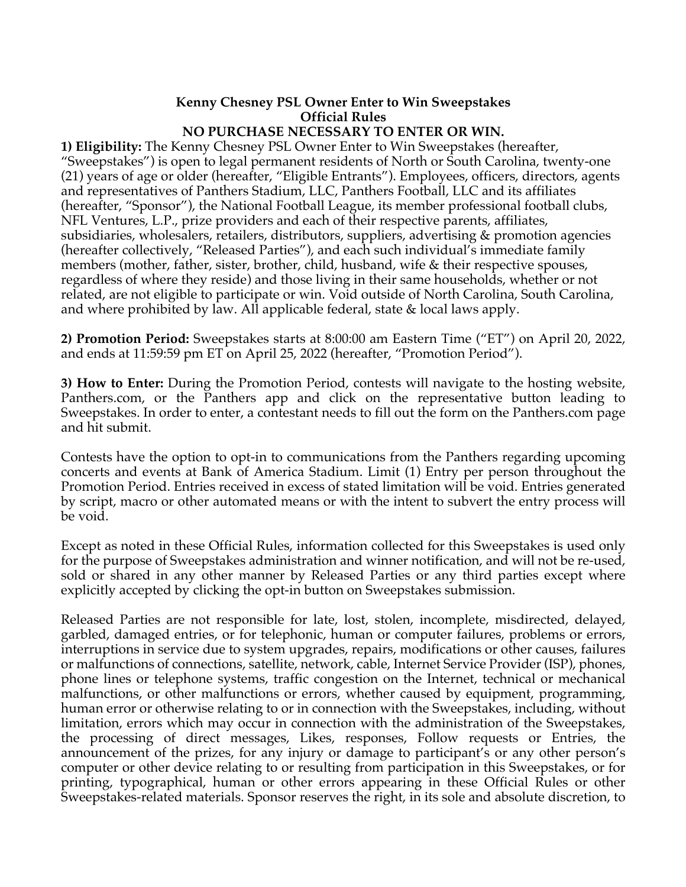**Kenny Chesney PSL Owner Enter to Win Sweepstakes**
**Official Rules**
**NO PURCHASE NECESSARY TO ENTER OR WIN.**

**1) Eligibility:** The Kenny Chesney PSL Owner Enter to Win Sweepstakes (hereafter, "Sweepstakes") is open to legal permanent residents of North or South Carolina, twenty-one (21) years of age or older (hereafter, "Eligible Entrants"). Employees, officers, directors, agents and representatives of Panthers Stadium, LLC, Panthers Football, LLC and its affiliates (hereafter, "Sponsor"), the National Football League, its member professional football clubs, NFL Ventures, L.P., prize providers and each of their respective parents, affiliates, subsidiaries, wholesalers, retailers, distributors, suppliers, advertising & promotion agencies (hereafter collectively, "Released Parties"), and each such individual's immediate family members (mother, father, sister, brother, child, husband, wife & their respective spouses, regardless of where they reside) and those living in their same households, whether or not related, are not eligible to participate or win. Void outside of North Carolina, South Carolina, and where prohibited by law. All applicable federal, state & local laws apply.

**2) Promotion Period:** Sweepstakes starts at 8:00:00 am Eastern Time ("ET") on April 20, 2022, and ends at 11:59:59 pm ET on April 25, 2022 (hereafter, "Promotion Period").

**3) How to Enter:** During the Promotion Period, contests will navigate to the hosting website, Panthers.com, or the Panthers app and click on the representative button leading to Sweepstakes. In order to enter, a contestant needs to fill out the form on the Panthers.com page and hit submit.

Contests have the option to opt-in to communications from the Panthers regarding upcoming concerts and events at Bank of America Stadium. Limit (1) Entry per person throughout the Promotion Period. Entries received in excess of stated limitation will be void. Entries generated by script, macro or other automated means or with the intent to subvert the entry process will be void.

Except as noted in these Official Rules, information collected for this Sweepstakes is used only for the purpose of Sweepstakes administration and winner notification, and will not be re-used, sold or shared in any other manner by Released Parties or any third parties except where explicitly accepted by clicking the opt-in button on Sweepstakes submission.

Released Parties are not responsible for late, lost, stolen, incomplete, misdirected, delayed, garbled, damaged entries, or for telephonic, human or computer failures, problems or errors, interruptions in service due to system upgrades, repairs, modifications or other causes, failures or malfunctions of connections, satellite, network, cable, Internet Service Provider (ISP), phones, phone lines or telephone systems, traffic congestion on the Internet, technical or mechanical malfunctions, or other malfunctions or errors, whether caused by equipment, programming, human error or otherwise relating to or in connection with the Sweepstakes, including, without limitation, errors which may occur in connection with the administration of the Sweepstakes, the processing of direct messages, Likes, responses, Follow requests or Entries, the announcement of the prizes, for any injury or damage to participant's or any other person's computer or other device relating to or resulting from participation in this Sweepstakes, or for printing, typographical, human or other errors appearing in these Official Rules or other Sweepstakes-related materials. Sponsor reserves the right, in its sole and absolute discretion, to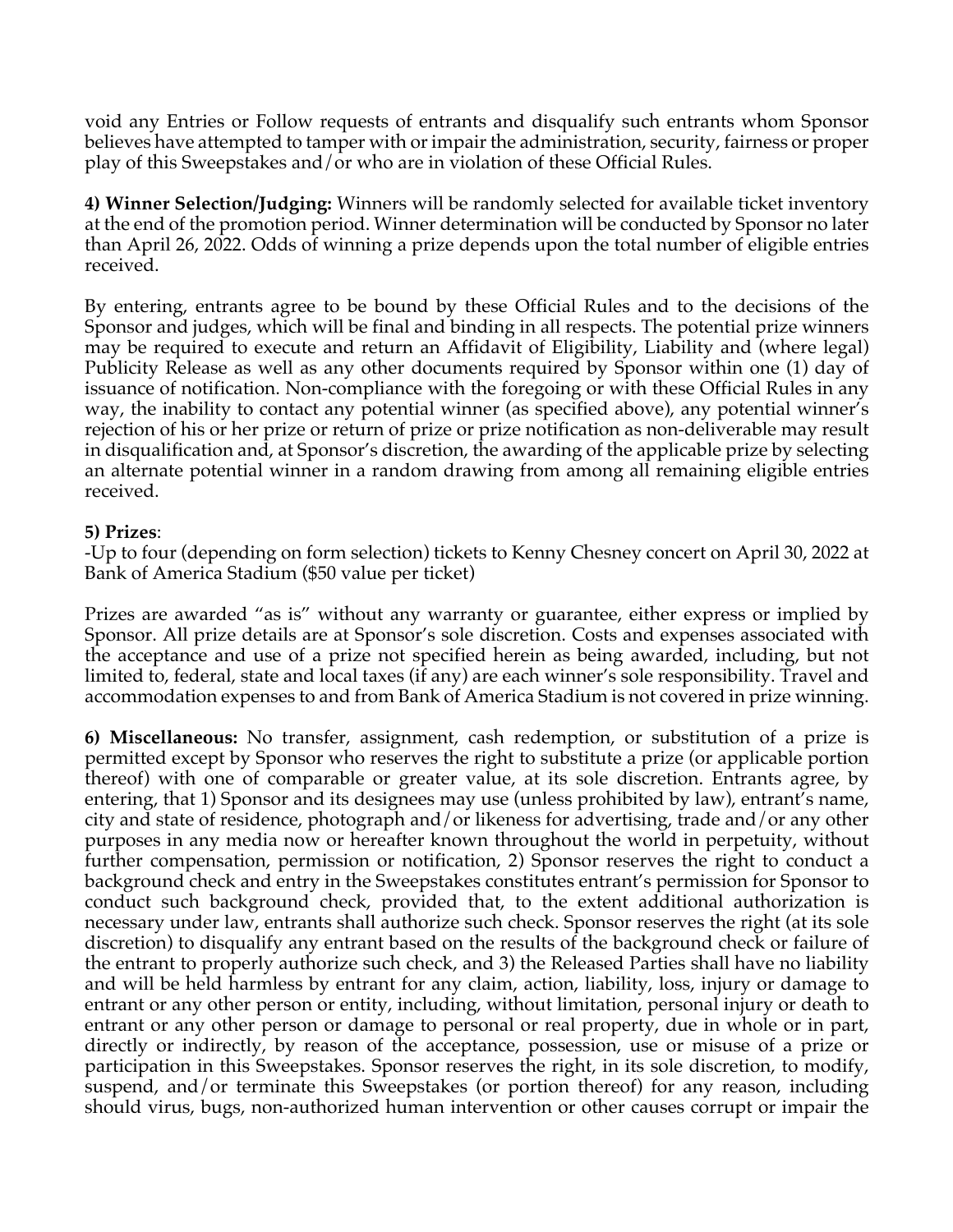void any Entries or Follow requests of entrants and disqualify such entrants whom Sponsor believes have attempted to tamper with or impair the administration, security, fairness or proper play of this Sweepstakes and/or who are in violation of these Official Rules.

**4) Winner Selection/Judging:** Winners will be randomly selected for available ticket inventory at the end of the promotion period. Winner determination will be conducted by Sponsor no later than April 26, 2022. Odds of winning a prize depends upon the total number of eligible entries received.

By entering, entrants agree to be bound by these Official Rules and to the decisions of the Sponsor and judges, which will be final and binding in all respects. The potential prize winners may be required to execute and return an Affidavit of Eligibility, Liability and (where legal) Publicity Release as well as any other documents required by Sponsor within one (1) day of issuance of notification. Non-compliance with the foregoing or with these Official Rules in any way, the inability to contact any potential winner (as specified above), any potential winner's rejection of his or her prize or return of prize or prize notification as non-deliverable may result in disqualification and, at Sponsor's discretion, the awarding of the applicable prize by selecting an alternate potential winner in a random drawing from among all remaining eligible entries received.

**5) Prizes**:

-Up to four (depending on form selection) tickets to Kenny Chesney concert on April 30, 2022 at Bank of America Stadium ($50 value per ticket)

Prizes are awarded "as is" without any warranty or guarantee, either express or implied by Sponsor. All prize details are at Sponsor's sole discretion. Costs and expenses associated with the acceptance and use of a prize not specified herein as being awarded, including, but not limited to, federal, state and local taxes (if any) are each winner's sole responsibility. Travel and accommodation expenses to and from Bank of America Stadium is not covered in prize winning.

**6) Miscellaneous:** No transfer, assignment, cash redemption, or substitution of a prize is permitted except by Sponsor who reserves the right to substitute a prize (or applicable portion thereof) with one of comparable or greater value, at its sole discretion. Entrants agree, by entering, that 1) Sponsor and its designees may use (unless prohibited by law), entrant's name, city and state of residence, photograph and/or likeness for advertising, trade and/or any other purposes in any media now or hereafter known throughout the world in perpetuity, without further compensation, permission or notification, 2) Sponsor reserves the right to conduct a background check and entry in the Sweepstakes constitutes entrant's permission for Sponsor to conduct such background check, provided that, to the extent additional authorization is necessary under law, entrants shall authorize such check. Sponsor reserves the right (at its sole discretion) to disqualify any entrant based on the results of the background check or failure of the entrant to properly authorize such check, and 3) the Released Parties shall have no liability and will be held harmless by entrant for any claim, action, liability, loss, injury or damage to entrant or any other person or entity, including, without limitation, personal injury or death to entrant or any other person or damage to personal or real property, due in whole or in part, directly or indirectly, by reason of the acceptance, possession, use or misuse of a prize or participation in this Sweepstakes. Sponsor reserves the right, in its sole discretion, to modify, suspend, and/or terminate this Sweepstakes (or portion thereof) for any reason, including should virus, bugs, non-authorized human intervention or other causes corrupt or impair the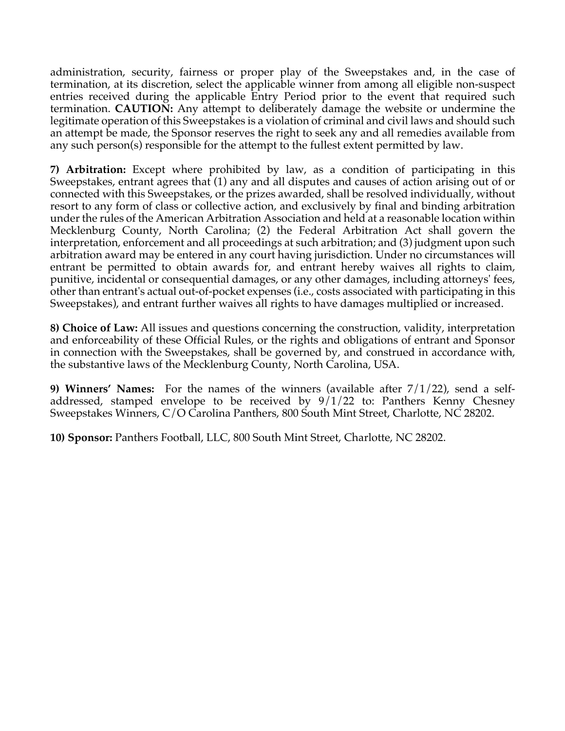administration, security, fairness or proper play of the Sweepstakes and, in the case of termination, at its discretion, select the applicable winner from among all eligible non-suspect entries received during the applicable Entry Period prior to the event that required such termination. **CAUTION:** Any attempt to deliberately damage the website or undermine the legitimate operation of this Sweepstakes is a violation of criminal and civil laws and should such an attempt be made, the Sponsor reserves the right to seek any and all remedies available from any such person(s) responsible for the attempt to the fullest extent permitted by law.

**7) Arbitration:** Except where prohibited by law, as a condition of participating in this Sweepstakes, entrant agrees that (1) any and all disputes and causes of action arising out of or connected with this Sweepstakes, or the prizes awarded, shall be resolved individually, without resort to any form of class or collective action, and exclusively by final and binding arbitration under the rules of the American Arbitration Association and held at a reasonable location within Mecklenburg County, North Carolina; (2) the Federal Arbitration Act shall govern the interpretation, enforcement and all proceedings at such arbitration; and (3) judgment upon such arbitration award may be entered in any court having jurisdiction. Under no circumstances will entrant be permitted to obtain awards for, and entrant hereby waives all rights to claim, punitive, incidental or consequential damages, or any other damages, including attorneys' fees, other than entrant's actual out-of-pocket expenses (i.e., costs associated with participating in this Sweepstakes), and entrant further waives all rights to have damages multiplied or increased.

**8) Choice of Law:** All issues and questions concerning the construction, validity, interpretation and enforceability of these Official Rules, or the rights and obligations of entrant and Sponsor in connection with the Sweepstakes, shall be governed by, and construed in accordance with, the substantive laws of the Mecklenburg County, North Carolina, USA.

**9) Winners' Names:** For the names of the winners (available after 7/1/22), send a self-addressed, stamped envelope to be received by 9/1/22 to: Panthers Kenny Chesney Sweepstakes Winners, C/O Carolina Panthers, 800 South Mint Street, Charlotte, NC 28202.

**10) Sponsor:** Panthers Football, LLC, 800 South Mint Street, Charlotte, NC 28202.